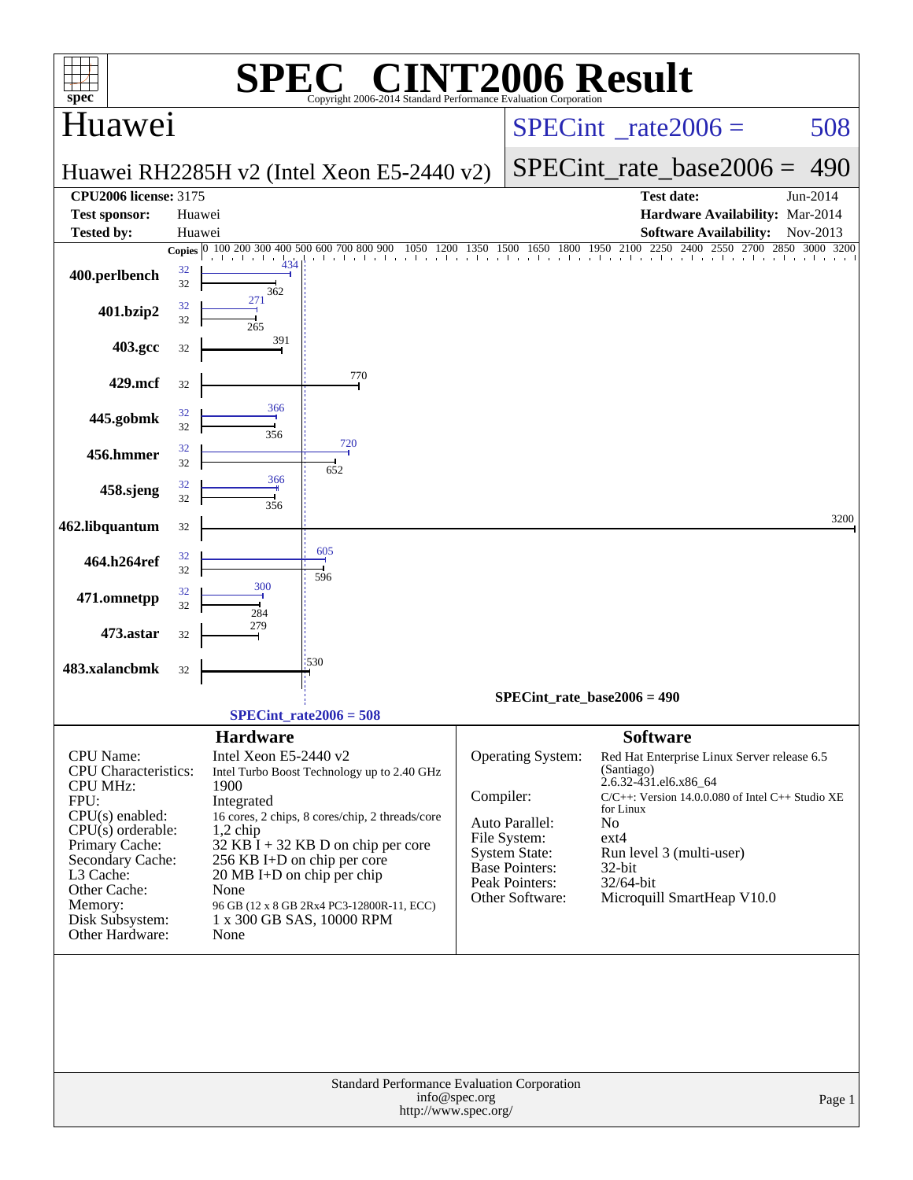# SPEC CINT2006 Result

Copyright 2006-2014 Standard Performance Evaluation Corporation

## Huawei

**Huawei RH2285H v2 (Intel Xeon E5-2440 v2)**

SPECint_rate2006 = 508

SPECint_rate_base2006 = 490

| | | | |
|---|---|---|---|
| **CPU2006 license:** 3175 | | **Test date:** | Jun-2014 |
| **Test sponsor:** | Huawei | **Hardware Availability:** | Mar-2014 |
| **Tested by:** | Huawei | **Software Availability:** | Nov-2013 |

| Benchmark | Copies | Peak | Base |
|---|---|---|---|
| 400.perlbench | 32 | 434 | 362 |
| 401.bzip2 | 32 | 271 | 265 |
| 403.gcc | 32 | | 391 |
| 429.mcf | 32 | | 770 |
| 445.gobmk | 32 | 366 | 356 |
| 456.hmmer | 32 | 720 | 652 |
| 458.sjeng | 32 | 366 | 356 |
| 462.libquantum | 32 | | 3200 |
| 464.h264ref | 32 | 605 | 596 |
| 471.omnetpp | 32 | 300 | 284 |
| 473.astar | 32 | | 279 |
| 483.xalancbmk | 32 | | 530 |

SPECint_rate_base2006 = 490

SPECint_rate2006 = 508

## Hardware

| | |
|---|---|
| CPU Name: | Intel Xeon E5-2440 v2 |
| CPU Characteristics: | Intel Turbo Boost Technology up to 2.40 GHz |
| CPU MHz: | 1900 |
| FPU: | Integrated |
| CPU(s) enabled: | 16 cores, 2 chips, 8 cores/chip, 2 threads/core |
| CPU(s) orderable: | 1,2 chip |
| Primary Cache: | 32 KB I + 32 KB D on chip per core |
| Secondary Cache: | 256 KB I+D on chip per core |
| L3 Cache: | 20 MB I+D on chip per chip |
| Other Cache: | None |
| Memory: | 96 GB (12 x 8 GB 2Rx4 PC3-12800R-11, ECC) |
| Disk Subsystem: | 1 x 300 GB SAS, 10000 RPM |
| Other Hardware: | None |

## Software

| | |
|---|---|
| Operating System: | Red Hat Enterprise Linux Server release 6.5 (Santiago) 2.6.32-431.el6.x86_64 |
| Compiler: | C/C++: Version 14.0.0.080 of Intel C++ Studio XE for Linux |
| Auto Parallel: | No |
| File System: | ext4 |
| System State: | Run level 3 (multi-user) |
| Base Pointers: | 32-bit |
| Peak Pointers: | 32/64-bit |
| Other Software: | Microquill SmartHeap V10.0 |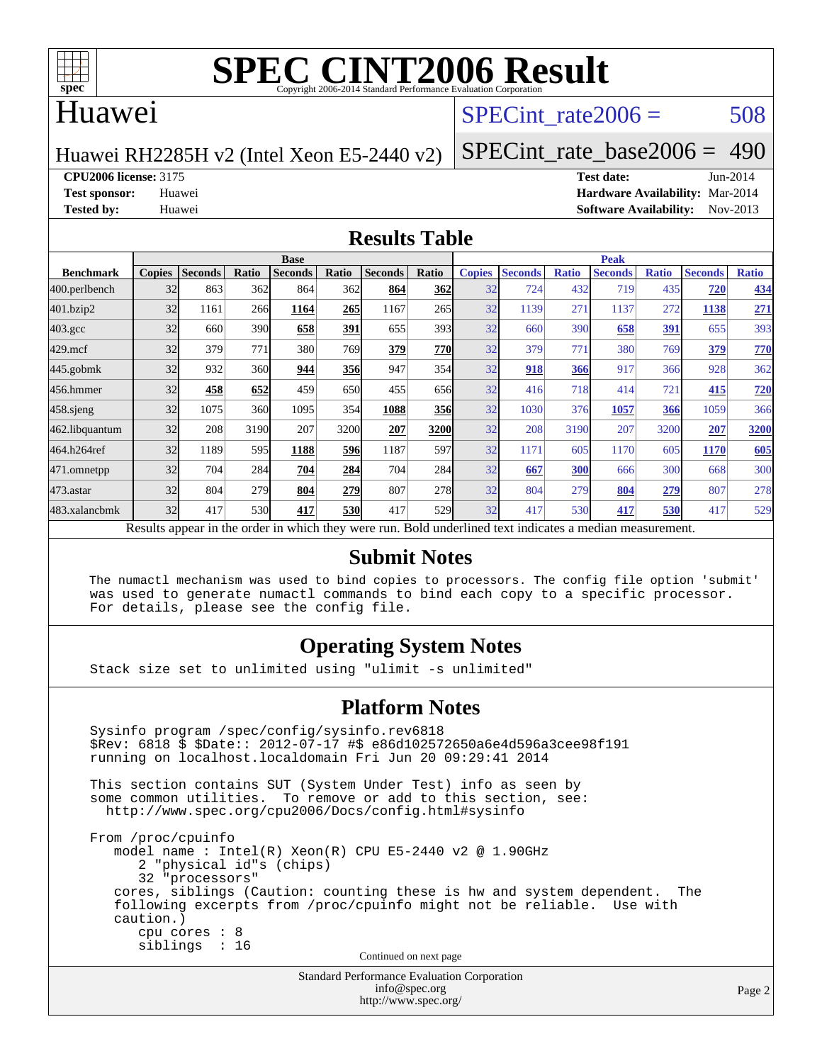# SPEC CINT2006 Result

Copyright 2006-2014 Standard Performance Evaluation Corporation

## Huawei

Huawei RH2285H v2 (Intel Xeon E5-2440 v2)

SPECint_rate2006 = 508

SPECint_rate_base2006 = 490

**CPU2006 license:** 3175
**Test sponsor:** Huawei
**Tested by:** Huawei

**Test date:** Jun-2014
**Hardware Availability:** Mar-2014
**Software Availability:** Nov-2013

## Results Table

| Benchmark | Base | | | | | | | Peak | | | | | | |
|---|---|---|---|---|---|---|---|---|---|---|---|---|---|---|
| | Copies | Seconds | Ratio | Seconds | Ratio | Seconds | Ratio | Copies | Seconds | Ratio | Seconds | Ratio | Seconds | Ratio |
| 400.perlbench | 32 | 863 | 362 | 864 | 362 | **864** | **362** | 32 | 724 | 432 | 719 | 435 | **720** | **434** |
| 401.bzip2 | 32 | 1161 | 266 | **1164** | **265** | 1167 | 265 | 32 | 1139 | 271 | 1137 | 272 | **1138** | **271** |
| 403.gcc | 32 | 660 | 390 | **658** | **391** | 655 | 393 | 32 | 660 | 390 | **658** | **391** | 655 | 393 |
| 429.mcf | 32 | 379 | 771 | 380 | 769 | **379** | **770** | 32 | 379 | 771 | 380 | 769 | **379** | **770** |
| 445.gobmk | 32 | 932 | 360 | **944** | **356** | 947 | 354 | 32 | **918** | **366** | 917 | 366 | 928 | 362 |
| 456.hmmer | 32 | **458** | **652** | 459 | 650 | 455 | 656 | 32 | 416 | 718 | 414 | 721 | **415** | **720** |
| 458.sjeng | 32 | 1075 | 360 | 1095 | 354 | **1088** | **356** | 32 | 1030 | 376 | **1057** | **366** | 1059 | 366 |
| 462.libquantum | 32 | 208 | 3190 | 207 | 3200 | **207** | **3200** | 32 | 208 | 3190 | 207 | 3200 | **207** | **3200** |
| 464.h264ref | 32 | 1189 | 595 | **1188** | **596** | 1187 | 597 | 32 | 1171 | 605 | 1170 | 605 | **1170** | **605** |
| 471.omnetpp | 32 | 704 | 284 | **704** | **284** | 704 | 284 | 32 | **667** | **300** | 666 | 300 | 668 | 300 |
| 473.astar | 32 | 804 | 279 | **804** | **279** | 807 | 278 | 32 | 804 | 279 | **804** | **279** | 807 | 278 |
| 483.xalancbmk | 32 | 417 | 530 | **417** | **530** | 417 | 529 | 32 | 417 | 530 | **417** | **530** | 417 | 529 |

Results appear in the order in which they were run. Bold underlined text indicates a median measurement.

## Submit Notes

```
The numactl mechanism was used to bind copies to processors. The config file option 'submit'
was used to generate numactl commands to bind each copy to a specific processor.
For details, please see the config file.
```

## Operating System Notes

```
Stack size set to unlimited using "ulimit -s unlimited"
```

## Platform Notes

```
Sysinfo program /spec/config/sysinfo.rev6818
$Rev: 6818 $ $Date:: 2012-07-17 #$ e86d102572650a6e4d596a3cee98f191
running on localhost.localdomain Fri Jun 20 09:29:41 2014

This section contains SUT (System Under Test) info as seen by
some common utilities.  To remove or add to this section, see:
  http://www.spec.org/cpu2006/Docs/config.html#sysinfo

From /proc/cpuinfo
   model name : Intel(R) Xeon(R) CPU E5-2440 v2 @ 1.90GHz
      2 "physical id"s (chips)
      32 "processors"
   cores, siblings (Caution: counting these is hw and system dependent.  The
   following excerpts from /proc/cpuinfo might not be reliable.  Use with
   caution.)
      cpu cores : 8
      siblings  : 16
```

Continued on next page

Standard Performance Evaluation Corporation
info@spec.org
http://www.spec.org/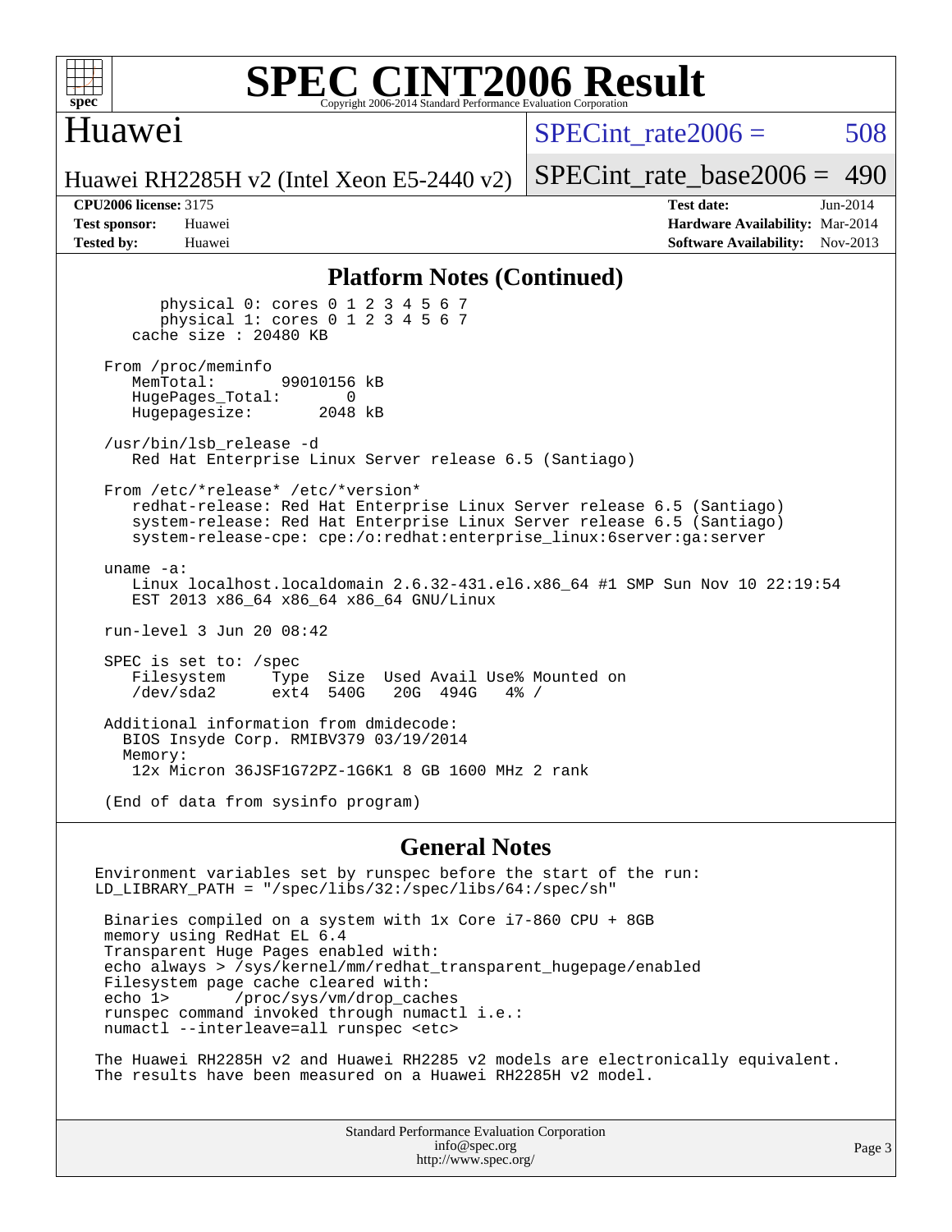# SPEC CINT2006 Result

Copyright 2006-2014 Standard Performance Evaluation Corporation

## Huawei

Huawei RH2285H v2 (Intel Xeon E5-2440 v2)

SPECint_rate2006 = 508

SPECint_rate_base2006 = 490

**CPU2006 license:** 3175
**Test sponsor:** Huawei
**Tested by:** Huawei

**Test date:** Jun-2014
**Hardware Availability:** Mar-2014
**Software Availability:** Nov-2013

### Platform Notes (Continued)

```
        physical 0: cores 0 1 2 3 4 5 6 7
        physical 1: cores 0 1 2 3 4 5 6 7
     cache size : 20480 KB

   From /proc/meminfo
      MemTotal:       99010156 kB
      HugePages_Total:       0
      Hugepagesize:       2048 kB

   /usr/bin/lsb_release -d
      Red Hat Enterprise Linux Server release 6.5 (Santiago)

   From /etc/*release* /etc/*version*
      redhat-release: Red Hat Enterprise Linux Server release 6.5 (Santiago)
      system-release: Red Hat Enterprise Linux Server release 6.5 (Santiago)
      system-release-cpe: cpe:/o:redhat:enterprise_linux:6server:ga:server

   uname -a:
      Linux localhost.localdomain 2.6.32-431.el6.x86_64 #1 SMP Sun Nov 10 22:19:54
      EST 2013 x86_64 x86_64 x86_64 GNU/Linux

   run-level 3 Jun 20 08:42

   SPEC is set to: /spec
      Filesystem     Type  Size  Used Avail Use% Mounted on
      /dev/sda2      ext4  540G   20G  494G   4% /

   Additional information from dmidecode:
     BIOS Insyde Corp. RMIBV379 03/19/2014
     Memory:
      12x Micron 36JSF1G72PZ-1G6K1 8 GB 1600 MHz 2 rank

   (End of data from sysinfo program)
```

### General Notes

```
Environment variables set by runspec before the start of the run:
LD_LIBRARY_PATH = "/spec/libs/32:/spec/libs/64:/spec/sh"

 Binaries compiled on a system with 1x Core i7-860 CPU + 8GB
 memory using RedHat EL 6.4
 Transparent Huge Pages enabled with:
 echo always > /sys/kernel/mm/redhat_transparent_hugepage/enabled
 Filesystem page cache cleared with:
 echo 1>       /proc/sys/vm/drop_caches
 runspec command invoked through numactl i.e.:
 numactl --interleave=all runspec <etc>

The Huawei RH2285H v2 and Huawei RH2285 v2 models are electronically equivalent.
The results have been measured on a Huawei RH2285H v2 model.
```

Standard Performance Evaluation Corporation
info@spec.org
http://www.spec.org/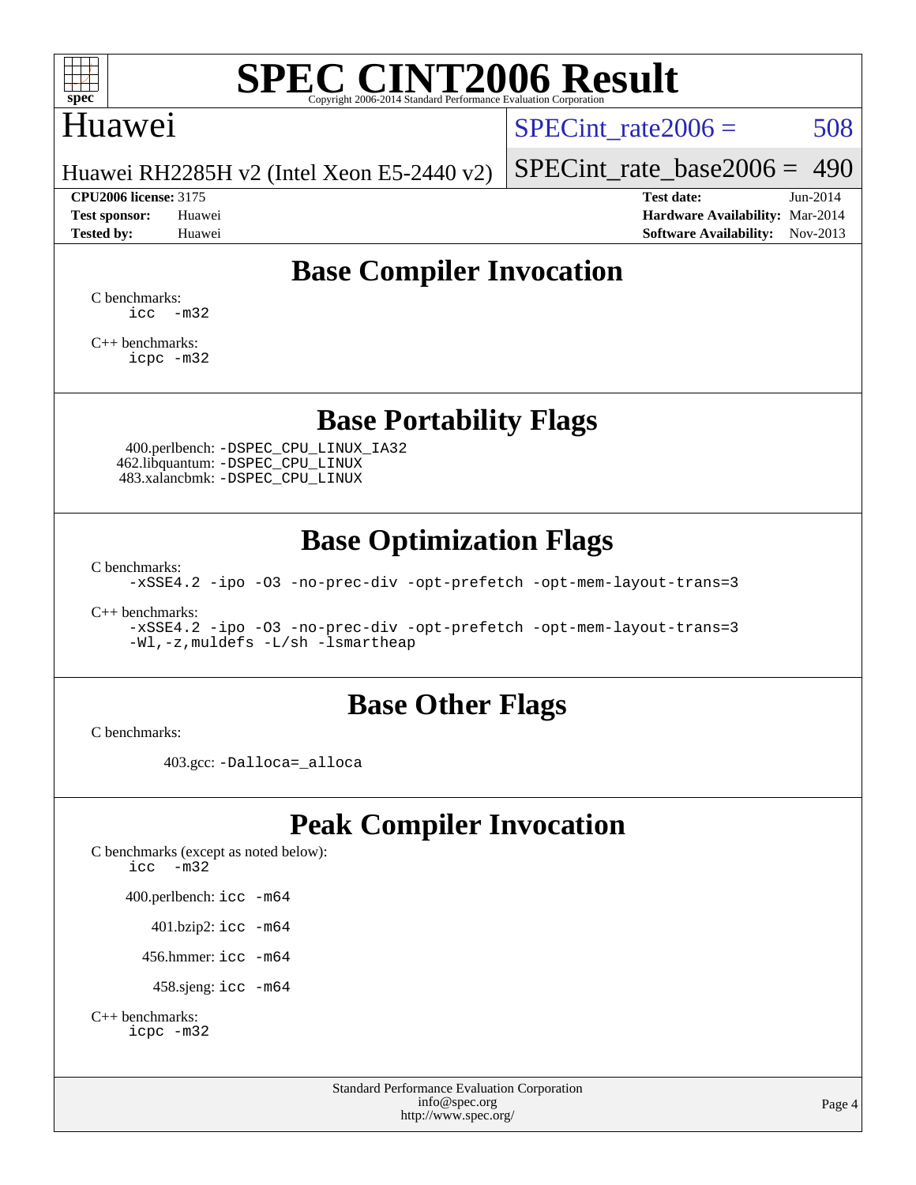# SPEC CINT2006 Result

Huawei

Huawei RH2285H v2 (Intel Xeon E5-2440 v2)

SPECint_rate2006 = 508

SPECint_rate_base2006 = 490

**CPU2006 license:** 3175
**Test sponsor:** Huawei
**Tested by:** Huawei

**Test date:** Jun-2014
**Hardware Availability:** Mar-2014
**Software Availability:** Nov-2013

## Base Compiler Invocation

C benchmarks:
```
icc -m32
```

C++ benchmarks:
```
icpc -m32
```

## Base Portability Flags

400.perlbench: `-DSPEC_CPU_LINUX_IA32`
462.libquantum: `-DSPEC_CPU_LINUX`
483.xalancbmk: `-DSPEC_CPU_LINUX`

## Base Optimization Flags

C benchmarks:
```
-xSSE4.2 -ipo -O3 -no-prec-div -opt-prefetch -opt-mem-layout-trans=3
```

C++ benchmarks:
```
-xSSE4.2 -ipo -O3 -no-prec-div -opt-prefetch -opt-mem-layout-trans=3
-Wl,-z,muldefs -L/sh -lsmartheap
```

## Base Other Flags

C benchmarks:

403.gcc: `-Dalloca=_alloca`

## Peak Compiler Invocation

C benchmarks (except as noted below):
```
icc -m32
```

400.perlbench: `icc -m64`

401.bzip2: `icc -m64`

456.hmmer: `icc -m64`

458.sjeng: `icc -m64`

C++ benchmarks:
```
icpc -m32
```

Standard Performance Evaluation Corporation
info@spec.org
http://www.spec.org/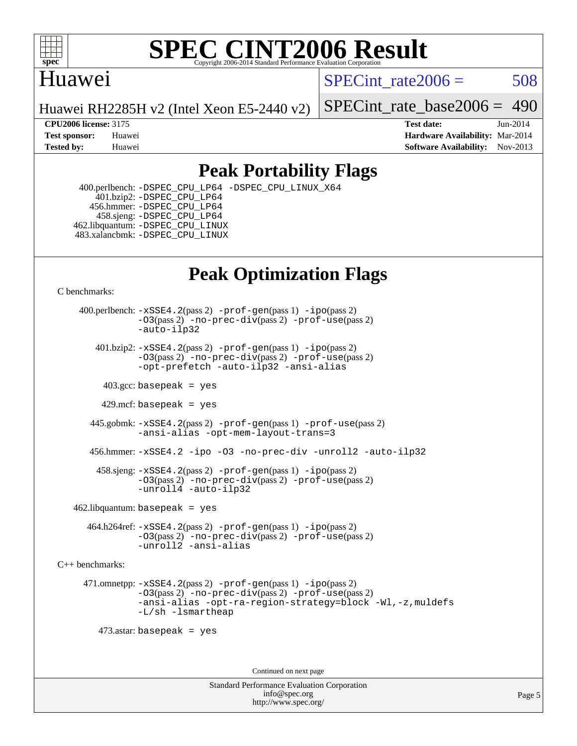# Peak Portability Flags

400.perlbench: -DSPEC_CPU_LP64 -DSPEC_CPU_LINUX_X64
401.bzip2: -DSPEC_CPU_LP64
456.hmmer: -DSPEC_CPU_LP64
458.sjeng: -DSPEC_CPU_LP64
462.libquantum: -DSPEC_CPU_LINUX
483.xalancbmk: -DSPEC_CPU_LINUX

# Peak Optimization Flags

C benchmarks:

400.perlbench: -xSSE4.2(pass 2) -prof-gen(pass 1) -ipo(pass 2) -O3(pass 2) -no-prec-div(pass 2) -prof-use(pass 2) -auto-ilp32

401.bzip2: -xSSE4.2(pass 2) -prof-gen(pass 1) -ipo(pass 2) -O3(pass 2) -no-prec-div(pass 2) -prof-use(pass 2) -opt-prefetch -auto-ilp32 -ansi-alias

403.gcc: basepeak = yes

429.mcf: basepeak = yes

445.gobmk: -xSSE4.2(pass 2) -prof-gen(pass 1) -prof-use(pass 2) -ansi-alias -opt-mem-layout-trans=3

456.hmmer: -xSSE4.2 -ipo -O3 -no-prec-div -unroll2 -auto-ilp32

458.sjeng: -xSSE4.2(pass 2) -prof-gen(pass 1) -ipo(pass 2) -O3(pass 2) -no-prec-div(pass 2) -prof-use(pass 2) -unroll4 -auto-ilp32

462.libquantum: basepeak = yes

464.h264ref: -xSSE4.2(pass 2) -prof-gen(pass 1) -ipo(pass 2) -O3(pass 2) -no-prec-div(pass 2) -prof-use(pass 2) -unroll2 -ansi-alias

C++ benchmarks:

471.omnetpp: -xSSE4.2(pass 2) -prof-gen(pass 1) -ipo(pass 2) -O3(pass 2) -no-prec-div(pass 2) -prof-use(pass 2) -ansi-alias -opt-ra-region-strategy=block -Wl,-z,muldefs -L/sh -lsmartheap

473.astar: basepeak = yes

Continued on next page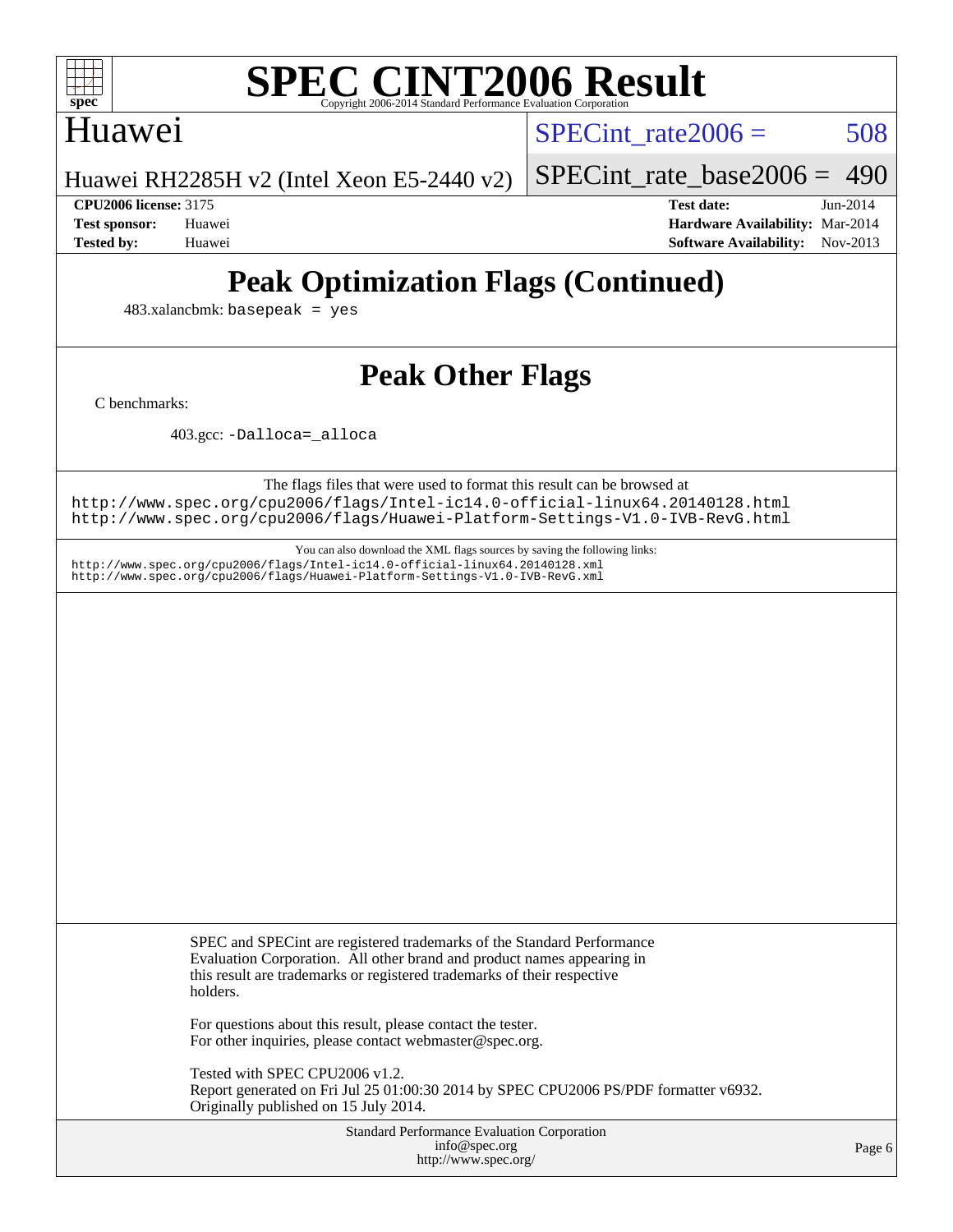## Peak Optimization Flags (Continued)

483.xalancbmk: basepeak = yes

## Peak Other Flags

C benchmarks:

403.gcc: -Dalloca=_alloca

The flags files that were used to format this result can be browsed at
http://www.spec.org/cpu2006/flags/Intel-ic14.0-official-linux64.20140128.html
http://www.spec.org/cpu2006/flags/Huawei-Platform-Settings-V1.0-IVB-RevG.html

You can also download the XML flags sources by saving the following links:
http://www.spec.org/cpu2006/flags/Intel-ic14.0-official-linux64.20140128.xml
http://www.spec.org/cpu2006/flags/Huawei-Platform-Settings-V1.0-IVB-RevG.xml

SPEC and SPECint are registered trademarks of the Standard Performance Evaluation Corporation. All other brand and product names appearing in this result are trademarks or registered trademarks of their respective holders.

For questions about this result, please contact the tester.
For other inquiries, please contact webmaster@spec.org.

Tested with SPEC CPU2006 v1.2.
Report generated on Fri Jul 25 01:00:30 2014 by SPEC CPU2006 PS/PDF formatter v6932.
Originally published on 15 July 2014.